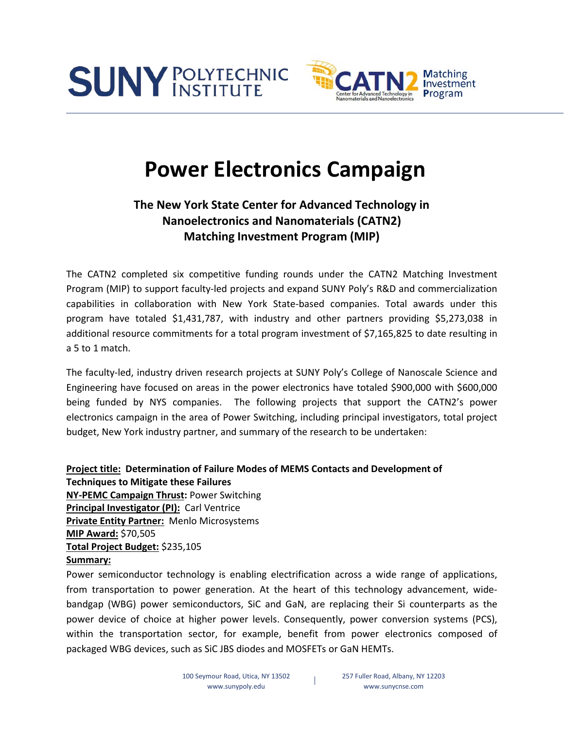# Power Electronics Campaign

### The New York State Center for Advanced Technology in Nanoelectronics and Nanomaterials (CATN2) Matching Investment Program (MIP)

The CATN2 completed six competitive funding rounds under the CATN2 Matching Investment Program (MIP) to support faculty-led projects and expand SUNY Poly's R&D and commercialization capabilities in collaboration with New York State-based companies. Total awards under this program have totaled $1,431,787, with industry and other partners providing $5,273,038 in additional resource commitments for a total program investment of $7,165,825 to date resulting in a 5 to 1 match.

The faculty-led, industry driven research projects at SUNY Poly's College of Nanoscale Science and Engineering have focused on areas in the power electronics have totaled $900,000 with $600,000 being funded by NYS companies. The following projects that support the CATN2's power electronics campaign in the area of Power Switching, including principal investigators, total project budget, New York industry partner, and summary of the research to be undertaken:

**Project title: Determination of Failure Modes of MEMS Contacts and Development of Techniques to Mitigate these Failures**
**NY-PEMC Campaign Thrust:** Power Switching
**Principal Investigator (PI):** Carl Ventrice
**Private Entity Partner:** Menlo Microsystems
**MIP Award:** $70,505
**Total Project Budget:** $235,105
**Summary:**
Power semiconductor technology is enabling electrification across a wide range of applications, from transportation to power generation. At the heart of this technology advancement, wide-bandgap (WBG) power semiconductors, SiC and GaN, are replacing their Si counterparts as the power device of choice at higher power levels. Consequently, power conversion systems (PCS), within the transportation sector, for example, benefit from power electronics composed of packaged WBG devices, such as SiC JBS diodes and MOSFETs or GaN HEMTs.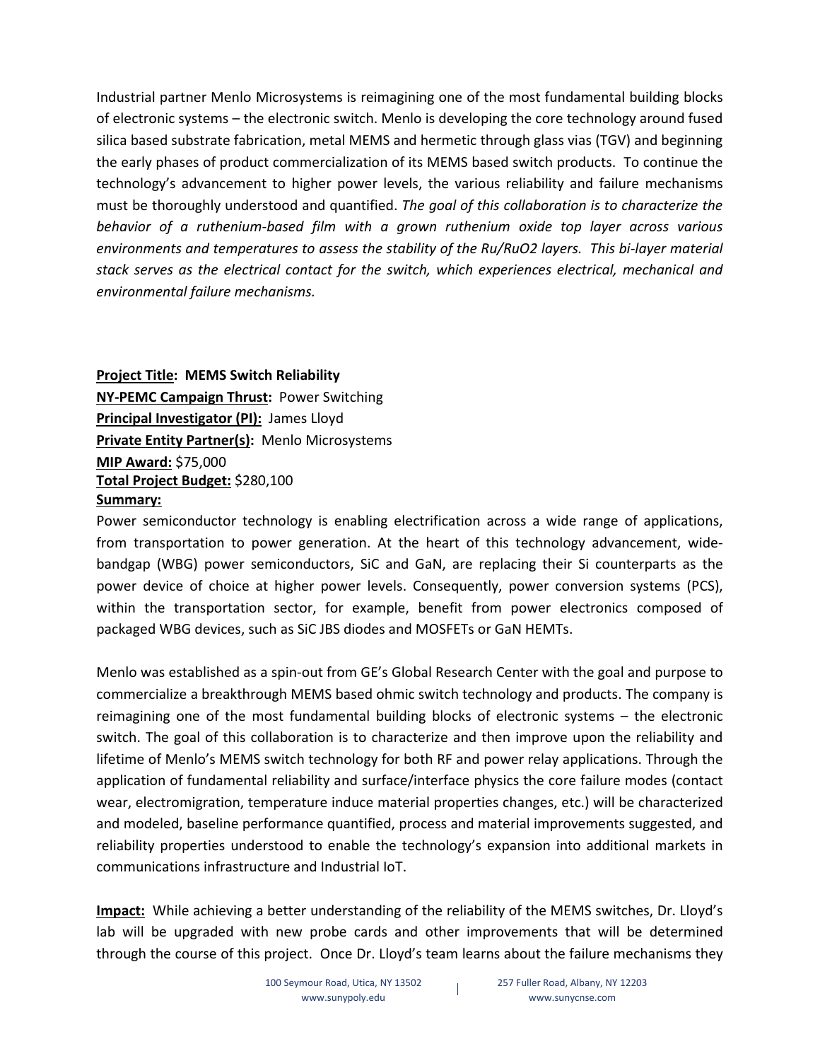Industrial partner Menlo Microsystems is reimagining one of the most fundamental building blocks of electronic systems – the electronic switch. Menlo is developing the core technology around fused silica based substrate fabrication, metal MEMS and hermetic through glass vias (TGV) and beginning the early phases of product commercialization of its MEMS based switch products. To continue the technology's advancement to higher power levels, the various reliability and failure mechanisms must be thoroughly understood and quantified. *The goal of this collaboration is to characterize the behavior of a ruthenium-based film with a grown ruthenium oxide top layer across various environments and temperatures to assess the stability of the Ru/RuO2 layers. This bi-layer material stack serves as the electrical contact for the switch, which experiences electrical, mechanical and environmental failure mechanisms.*

**Project Title: MEMS Switch Reliability**
**NY-PEMC Campaign Thrust:** Power Switching
**Principal Investigator (PI):** James Lloyd
**Private Entity Partner(s):** Menlo Microsystems
**MIP Award:** $75,000
**Total Project Budget:** $280,100
**Summary:**

Power semiconductor technology is enabling electrification across a wide range of applications, from transportation to power generation. At the heart of this technology advancement, wide-bandgap (WBG) power semiconductors, SiC and GaN, are replacing their Si counterparts as the power device of choice at higher power levels. Consequently, power conversion systems (PCS), within the transportation sector, for example, benefit from power electronics composed of packaged WBG devices, such as SiC JBS diodes and MOSFETs or GaN HEMTs.

Menlo was established as a spin-out from GE's Global Research Center with the goal and purpose to commercialize a breakthrough MEMS based ohmic switch technology and products. The company is reimagining one of the most fundamental building blocks of electronic systems – the electronic switch. The goal of this collaboration is to characterize and then improve upon the reliability and lifetime of Menlo's MEMS switch technology for both RF and power relay applications. Through the application of fundamental reliability and surface/interface physics the core failure modes (contact wear, electromigration, temperature induce material properties changes, etc.) will be characterized and modeled, baseline performance quantified, process and material improvements suggested, and reliability properties understood to enable the technology's expansion into additional markets in communications infrastructure and Industrial IoT.

**Impact:** While achieving a better understanding of the reliability of the MEMS switches, Dr. Lloyd's lab will be upgraded with new probe cards and other improvements that will be determined through the course of this project. Once Dr. Lloyd's team learns about the failure mechanisms they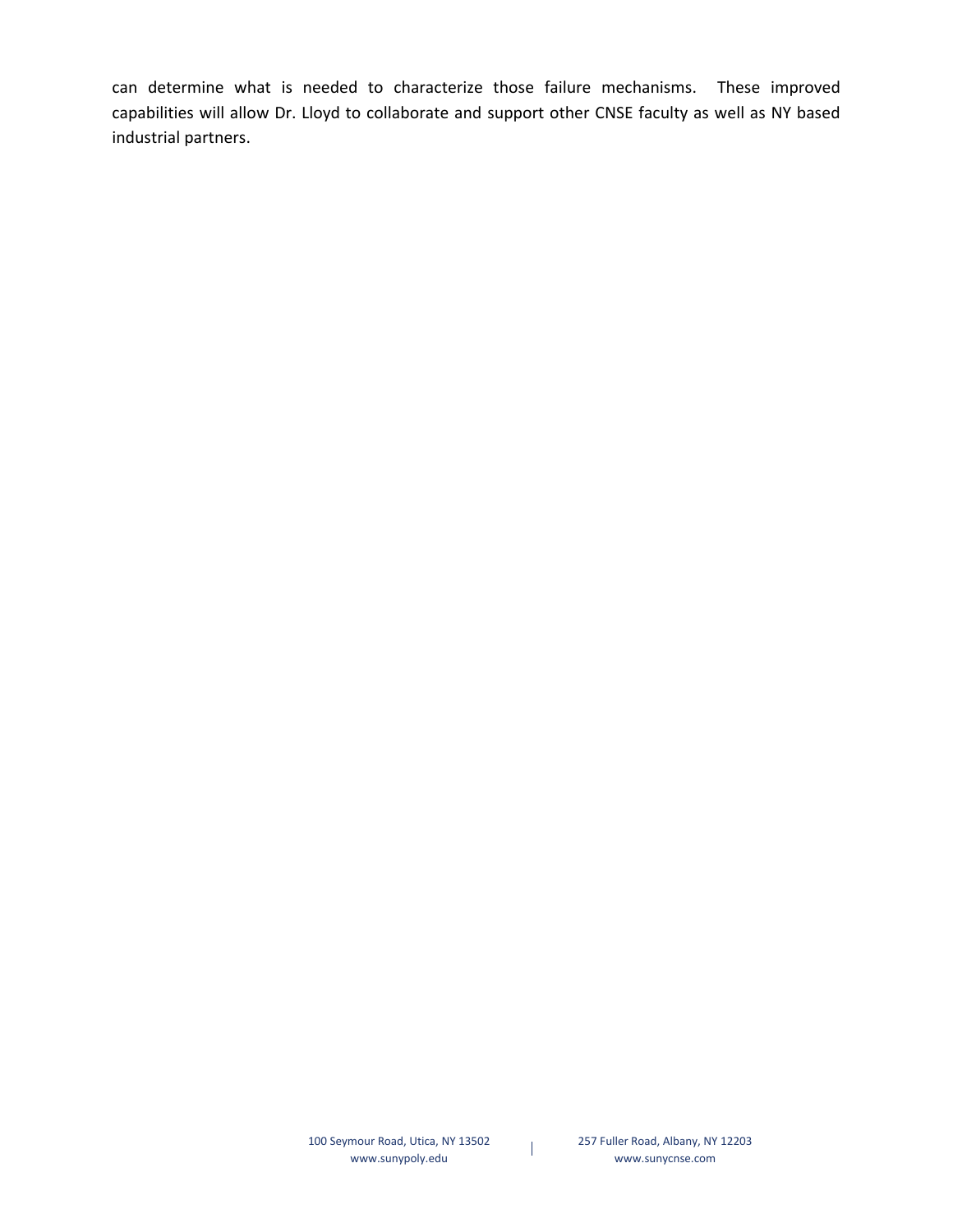can determine what is needed to characterize those failure mechanisms. These improved capabilities will allow Dr. Lloyd to collaborate and support other CNSE faculty as well as NY based industrial partners.